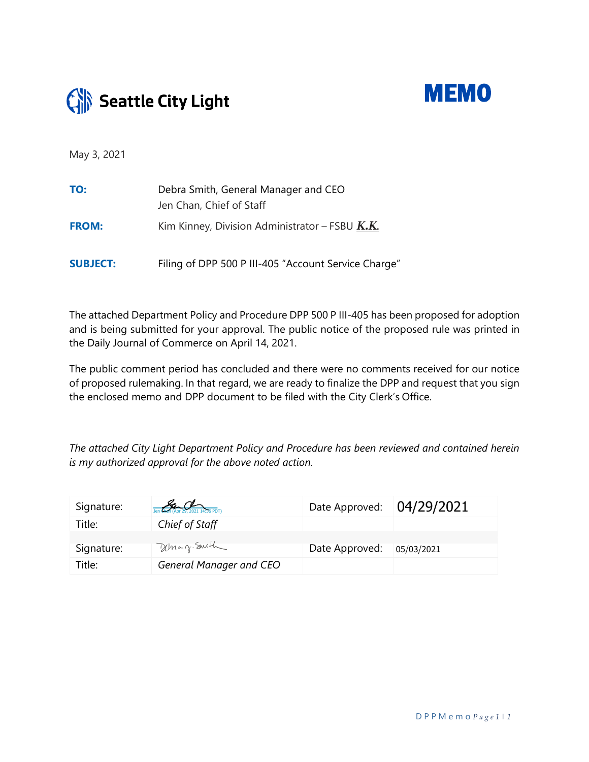Seattle City Light

# MEMO

May 3, 2021

| | |
|---|---|
| **TO:** | Debra Smith, General Manager and CEO<br>Jen Chan, Chief of Staff |
| **FROM:** | Kim Kinney, Division Administrator – FSBU ***K.K.*** |
| **SUBJECT:** | Filing of DPP 500 P III-405 "Account Service Charge" |

The attached Department Policy and Procedure DPP 500 P III-405 has been proposed for adoption and is being submitted for your approval. The public notice of the proposed rule was printed in the Daily Journal of Commerce on April 14, 2021.

The public comment period has concluded and there were no comments received for our notice of proposed rulemaking. In that regard, we are ready to finalize the DPP and request that you sign the enclosed memo and DPP document to be filed with the City Clerk's Office.

*The attached City Light Department Policy and Procedure has been reviewed and contained herein is my authorized approval for the above noted action.*

| | | | |
|---|---|---|---|
| Signature: | Jen Chan (Apr 29, 2021 14:56 PDT) | Date Approved: | 04/29/2021 |
| Title: | *Chief of Staff* | | |
| Signature: | Debra J. Smith | Date Approved: | 05/03/2021 |
| Title: | *General Manager and CEO* | | |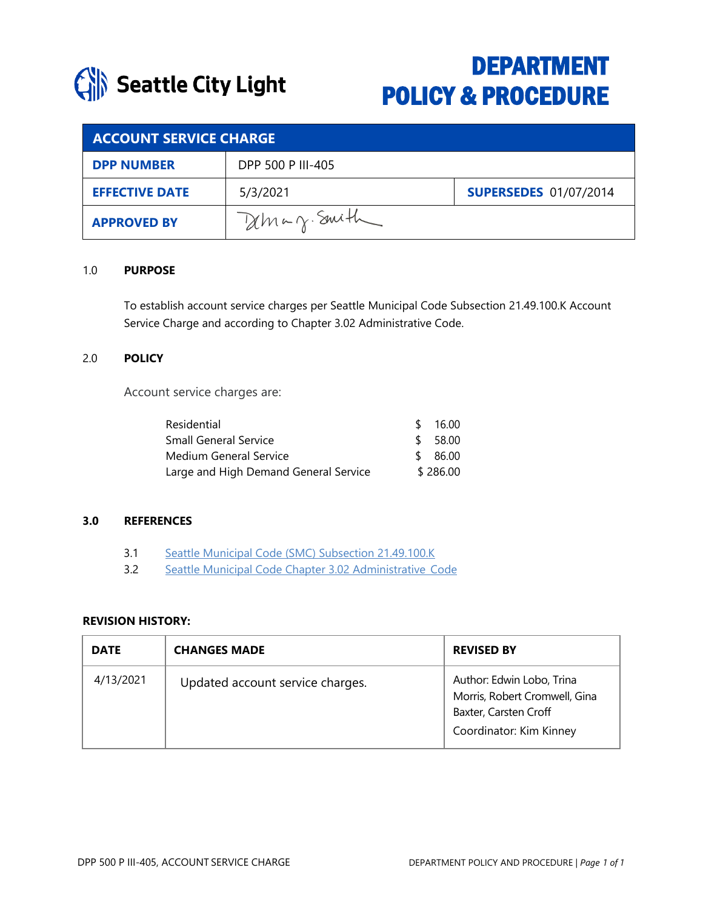# DEPARTMENT POLICY & PROCEDURE

Seattle City Light

| ACCOUNT SERVICE CHARGE | | |
|---|---|---|
| **DPP NUMBER** | DPP 500 P III-405 | |
| **EFFECTIVE DATE** | 5/3/2021 | **SUPERSEDES** 01/07/2014 |
| **APPROVED BY** | Debra J. Smith | |

## 1.0 PURPOSE

To establish account service charges per Seattle Municipal Code Subsection 21.49.100.K Account Service Charge and according to Chapter 3.02 Administrative Code.

## 2.0 POLICY

Account service charges are:

| | |
|---|---|
| Residential | $ 16.00 |
| Small General Service | $ 58.00 |
| Medium General Service | $ 86.00 |
| Large and High Demand General Service | $ 286.00 |

## 3.0 REFERENCES

3.1 Seattle Municipal Code (SMC) Subsection 21.49.100.K

3.2 Seattle Municipal Code Chapter 3.02 Administrative Code

**REVISION HISTORY:**

| DATE | CHANGES MADE | REVISED BY |
|---|---|---|
| 4/13/2021 | Updated account service charges. | Author: Edwin Lobo, Trina Morris, Robert Cromwell, Gina Baxter, Carsten Croff<br>Coordinator: Kim Kinney |